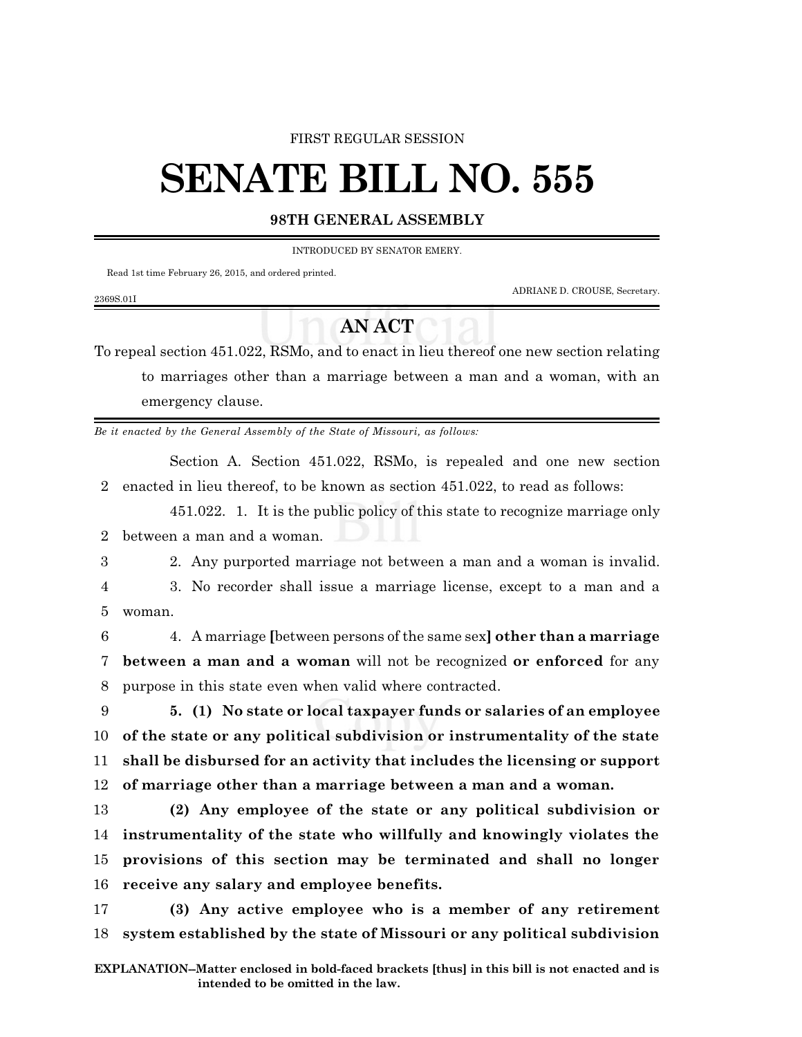FIRST REGULAR SESSION

# SENATE BILL NO. 555

## 98TH GENERAL ASSEMBLY

INTRODUCED BY SENATOR EMERY.

Read 1st time February 26, 2015, and ordered printed.

ADRIANE D. CROUSE, Secretary.

2369S.01I

## AN ACT

To repeal section 451.022, RSMo, and to enact in lieu thereof one new section relating to marriages other than a marriage between a man and a woman, with an emergency clause.

*Be it enacted by the General Assembly of the State of Missouri, as follows:*

Section A. Section 451.022, RSMo, is repealed and one new section enacted in lieu thereof, to be known as section 451.022, to read as follows:

451.022. 1. It is the public policy of this state to recognize marriage only between a man and a woman.

2. Any purported marriage not between a man and a woman is invalid.

3. No recorder shall issue a marriage license, except to a man and a woman.

4. A marriage **[**between persons of the same sex**]** **other than a marriage between a man and a woman** will not be recognized **or enforced** for any purpose in this state even when valid where contracted.

**5. (1) No state or local taxpayer funds or salaries of an employee of the state or any political subdivision or instrumentality of the state shall be disbursed for an activity that includes the licensing or support of marriage other than a marriage between a man and a woman.**

**(2) Any employee of the state or any political subdivision or instrumentality of the state who willfully and knowingly violates the provisions of this section may be terminated and shall no longer receive any salary and employee benefits.**

**(3) Any active employee who is a member of any retirement system established by the state of Missouri or any political subdivision**

**EXPLANATION–Matter enclosed in bold-faced brackets [thus] in this bill is not enacted and is intended to be omitted in the law.**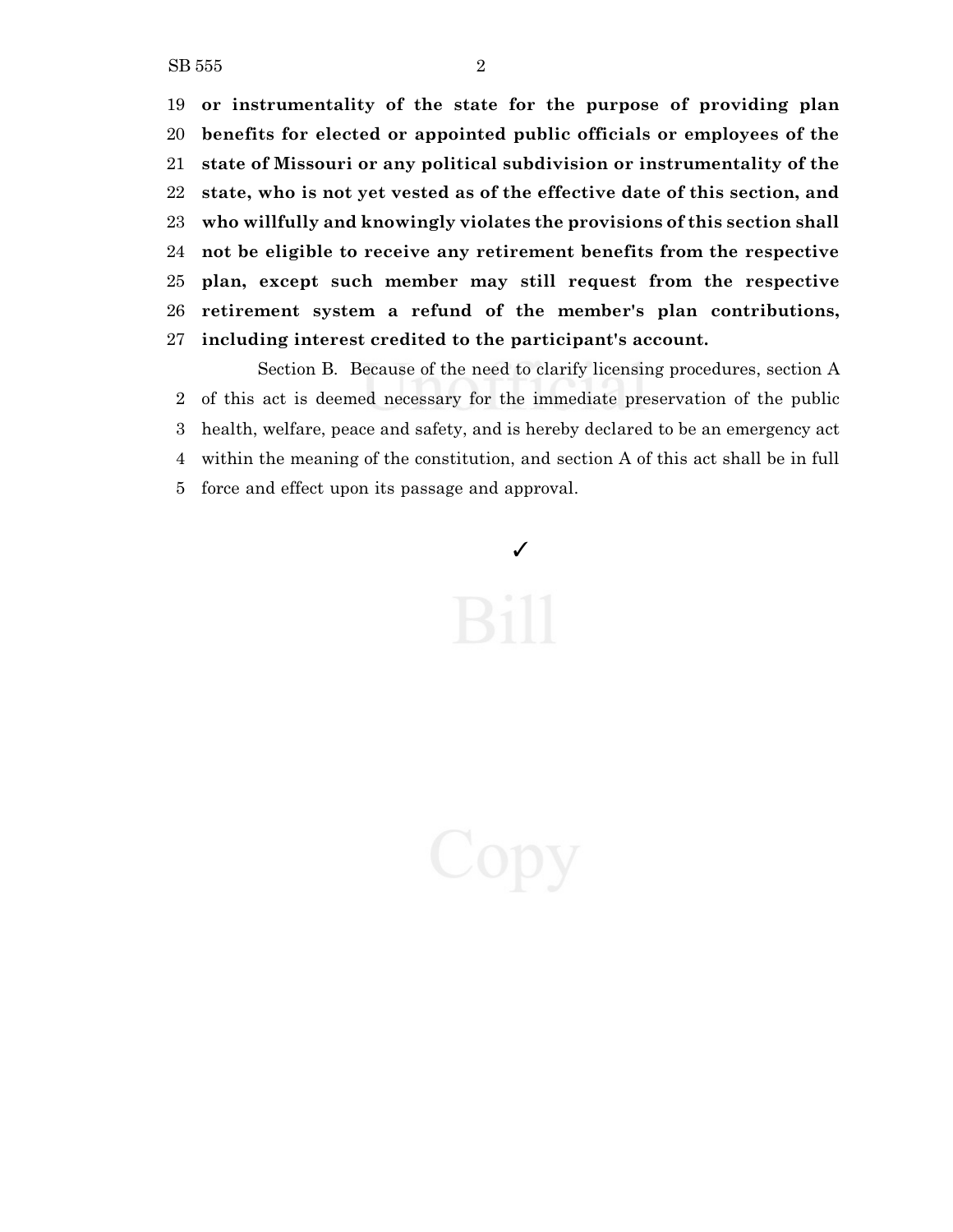**or instrumentality of the state for the purpose of providing plan benefits for elected or appointed public officials or employees of the state of Missouri or any political subdivision or instrumentality of the state, who is not yet vested as of the effective date of this section, and who willfully and knowingly violates the provisions of this section shall not be eligible to receive any retirement benefits from the respective plan, except such member may still request from the respective retirement system a refund of the member's plan contributions, including interest credited to the participant's account.**

Section B. Because of the need to clarify licensing procedures, section A of this act is deemed necessary for the immediate preservation of the public health, welfare, peace and safety, and is hereby declared to be an emergency act within the meaning of the constitution, and section A of this act shall be in full force and effect upon its passage and approval.

✓